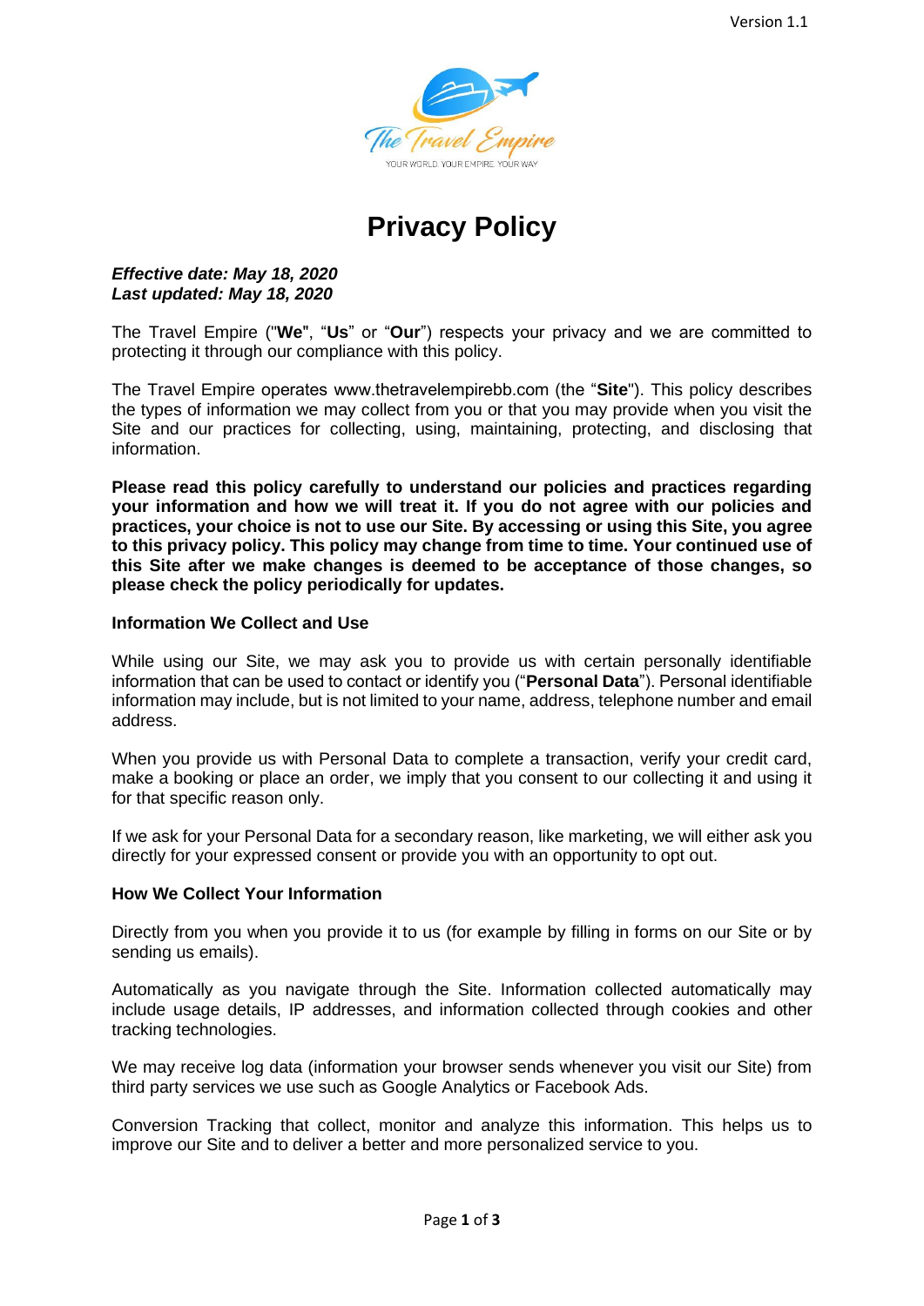# Privacy Policy

***Effective date: May 18, 2020***
***Last updated: May 18, 2020***

The Travel Empire ("**We**", "**Us**" or "**Our**") respects your privacy and we are committed to protecting it through our compliance with this policy.

The Travel Empire operates www.thetravelempirebb.com (the "**Site**"). This policy describes the types of information we may collect from you or that you may provide when you visit the Site and our practices for collecting, using, maintaining, protecting, and disclosing that information.

**Please read this policy carefully to understand our policies and practices regarding your information and how we will treat it. If you do not agree with our policies and practices, your choice is not to use our Site. By accessing or using this Site, you agree to this privacy policy. This policy may change from time to time. Your continued use of this Site after we make changes is deemed to be acceptance of those changes, so please check the policy periodically for updates.**

### Information We Collect and Use

While using our Site, we may ask you to provide us with certain personally identifiable information that can be used to contact or identify you ("**Personal Data**"). Personal identifiable information may include, but is not limited to your name, address, telephone number and email address.

When you provide us with Personal Data to complete a transaction, verify your credit card, make a booking or place an order, we imply that you consent to our collecting it and using it for that specific reason only.

If we ask for your Personal Data for a secondary reason, like marketing, we will either ask you directly for your expressed consent or provide you with an opportunity to opt out.

### How We Collect Your Information

Directly from you when you provide it to us (for example by filling in forms on our Site or by sending us emails).

Automatically as you navigate through the Site. Information collected automatically may include usage details, IP addresses, and information collected through cookies and other tracking technologies.

We may receive log data (information your browser sends whenever you visit our Site) from third party services we use such as Google Analytics or Facebook Ads.

Conversion Tracking that collect, monitor and analyze this information. This helps us to improve our Site and to deliver a better and more personalized service to you.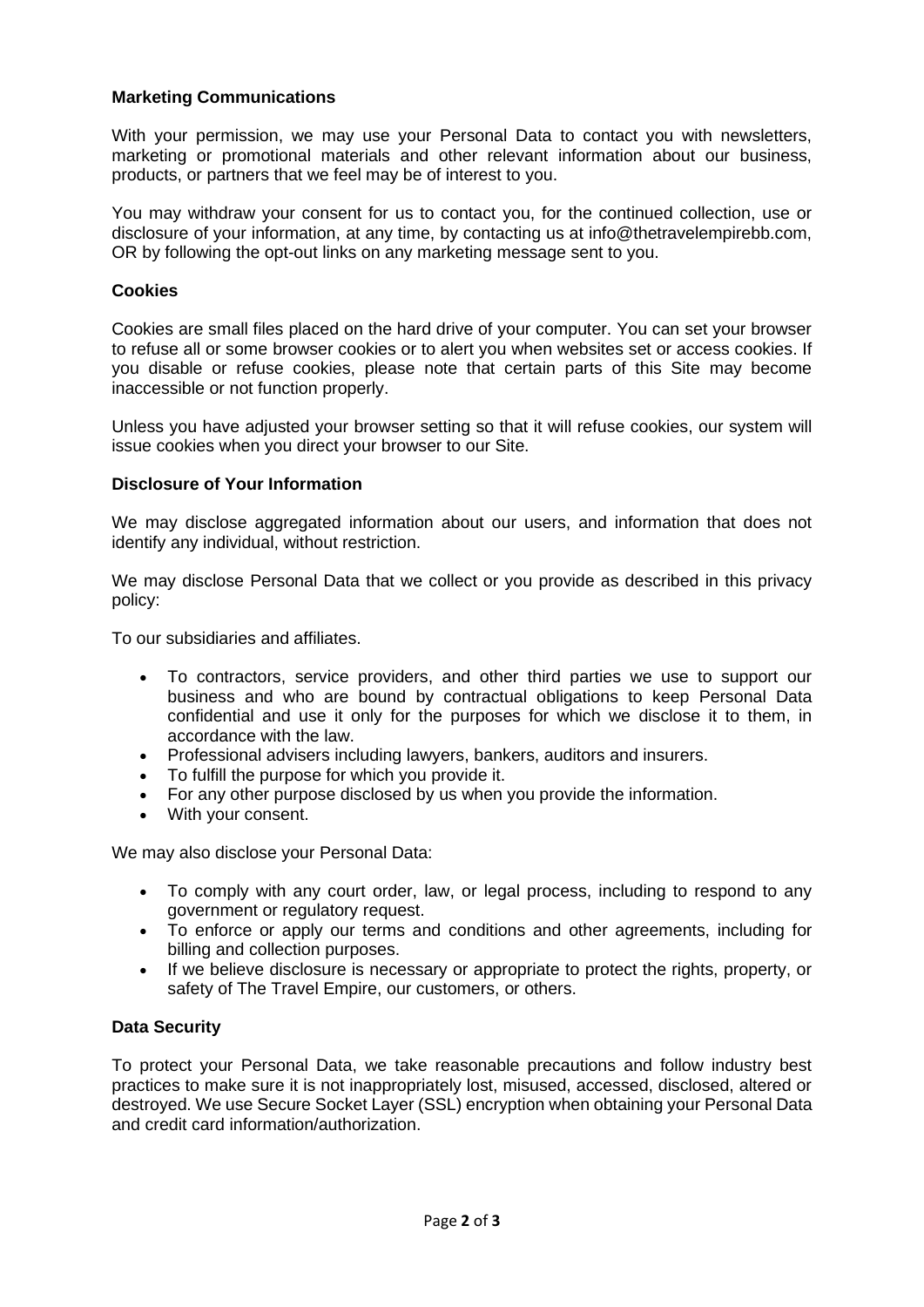**Marketing Communications**

With your permission, we may use your Personal Data to contact you with newsletters, marketing or promotional materials and other relevant information about our business, products, or partners that we feel may be of interest to you.

You may withdraw your consent for us to contact you, for the continued collection, use or disclosure of your information, at any time, by contacting us at info@thetravelempirebb.com, OR by following the opt-out links on any marketing message sent to you.

**Cookies**

Cookies are small files placed on the hard drive of your computer. You can set your browser to refuse all or some browser cookies or to alert you when websites set or access cookies. If you disable or refuse cookies, please note that certain parts of this Site may become inaccessible or not function properly.

Unless you have adjusted your browser setting so that it will refuse cookies, our system will issue cookies when you direct your browser to our Site.

**Disclosure of Your Information**

We may disclose aggregated information about our users, and information that does not identify any individual, without restriction.

We may disclose Personal Data that we collect or you provide as described in this privacy policy:

To our subsidiaries and affiliates.

- To contractors, service providers, and other third parties we use to support our business and who are bound by contractual obligations to keep Personal Data confidential and use it only for the purposes for which we disclose it to them, in accordance with the law.
- Professional advisers including lawyers, bankers, auditors and insurers.
- To fulfill the purpose for which you provide it.
- For any other purpose disclosed by us when you provide the information.
- With your consent.

We may also disclose your Personal Data:

- To comply with any court order, law, or legal process, including to respond to any government or regulatory request.
- To enforce or apply our terms and conditions and other agreements, including for billing and collection purposes.
- If we believe disclosure is necessary or appropriate to protect the rights, property, or safety of The Travel Empire, our customers, or others.

**Data Security**

To protect your Personal Data, we take reasonable precautions and follow industry best practices to make sure it is not inappropriately lost, misused, accessed, disclosed, altered or destroyed. We use Secure Socket Layer (SSL) encryption when obtaining your Personal Data and credit card information/authorization.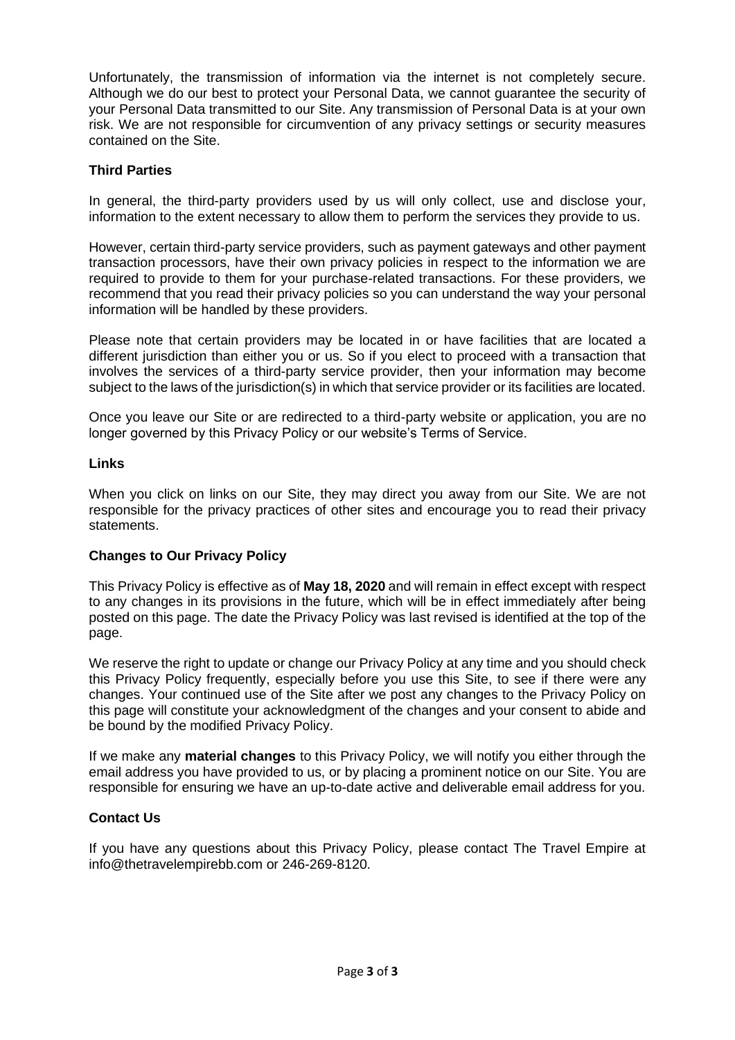Unfortunately, the transmission of information via the internet is not completely secure. Although we do our best to protect your Personal Data, we cannot guarantee the security of your Personal Data transmitted to our Site. Any transmission of Personal Data is at your own risk. We are not responsible for circumvention of any privacy settings or security measures contained on the Site.

### Third Parties

In general, the third-party providers used by us will only collect, use and disclose your, information to the extent necessary to allow them to perform the services they provide to us.

However, certain third-party service providers, such as payment gateways and other payment transaction processors, have their own privacy policies in respect to the information we are required to provide to them for your purchase-related transactions. For these providers, we recommend that you read their privacy policies so you can understand the way your personal information will be handled by these providers.

Please note that certain providers may be located in or have facilities that are located a different jurisdiction than either you or us. So if you elect to proceed with a transaction that involves the services of a third-party service provider, then your information may become subject to the laws of the jurisdiction(s) in which that service provider or its facilities are located.

Once you leave our Site or are redirected to a third-party website or application, you are no longer governed by this Privacy Policy or our website's Terms of Service.

### Links

When you click on links on our Site, they may direct you away from our Site. We are not responsible for the privacy practices of other sites and encourage you to read their privacy statements.

### Changes to Our Privacy Policy

This Privacy Policy is effective as of **May 18, 2020** and will remain in effect except with respect to any changes in its provisions in the future, which will be in effect immediately after being posted on this page. The date the Privacy Policy was last revised is identified at the top of the page.

We reserve the right to update or change our Privacy Policy at any time and you should check this Privacy Policy frequently, especially before you use this Site, to see if there were any changes. Your continued use of the Site after we post any changes to the Privacy Policy on this page will constitute your acknowledgment of the changes and your consent to abide and be bound by the modified Privacy Policy.

If we make any **material changes** to this Privacy Policy, we will notify you either through the email address you have provided to us, or by placing a prominent notice on our Site. You are responsible for ensuring we have an up-to-date active and deliverable email address for you.

### Contact Us

If you have any questions about this Privacy Policy, please contact The Travel Empire at info@thetravelempirebb.com or 246-269-8120.